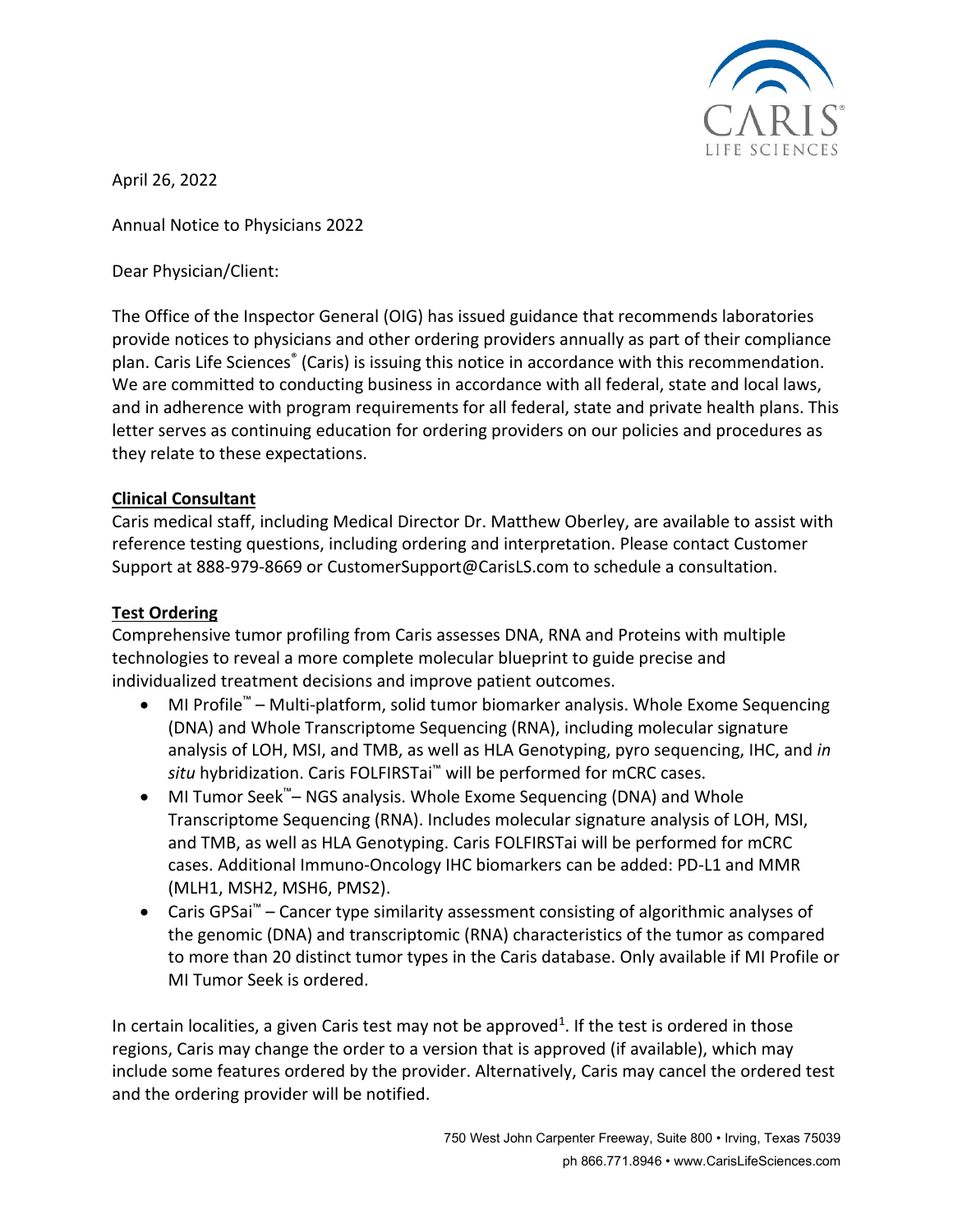April 26, 2022

Annual Notice to Physicians 2022

Dear Physician/Client:

The Office of the Inspector General (OIG) has issued guidance that recommends laboratories provide notices to physicians and other ordering providers annually as part of their compliance plan. Caris Life Sciences® (Caris) is issuing this notice in accordance with this recommendation. We are committed to conducting business in accordance with all federal, state and local laws, and in adherence with program requirements for all federal, state and private health plans. This letter serves as continuing education for ordering providers on our policies and procedures as they relate to these expectations.

**Clinical Consultant**

Caris medical staff, including Medical Director Dr. Matthew Oberley, are available to assist with reference testing questions, including ordering and interpretation. Please contact Customer Support at 888-979-8669 or CustomerSupport@CarisLS.com to schedule a consultation.

**Test Ordering**

Comprehensive tumor profiling from Caris assesses DNA, RNA and Proteins with multiple technologies to reveal a more complete molecular blueprint to guide precise and individualized treatment decisions and improve patient outcomes.

- MI Profile™ – Multi-platform, solid tumor biomarker analysis. Whole Exome Sequencing (DNA) and Whole Transcriptome Sequencing (RNA), including molecular signature analysis of LOH, MSI, and TMB, as well as HLA Genotyping, pyro sequencing, IHC, and *in situ* hybridization. Caris FOLFIRSTai™ will be performed for mCRC cases.
- MI Tumor Seek™– NGS analysis. Whole Exome Sequencing (DNA) and Whole Transcriptome Sequencing (RNA). Includes molecular signature analysis of LOH, MSI, and TMB, as well as HLA Genotyping. Caris FOLFIRSTai will be performed for mCRC cases. Additional Immuno-Oncology IHC biomarkers can be added: PD-L1 and MMR (MLH1, MSH2, MSH6, PMS2).
- Caris GPSai™ – Cancer type similarity assessment consisting of algorithmic analyses of the genomic (DNA) and transcriptomic (RNA) characteristics of the tumor as compared to more than 20 distinct tumor types in the Caris database. Only available if MI Profile or MI Tumor Seek is ordered.

In certain localities, a given Caris test may not be approved[1]. If the test is ordered in those regions, Caris may change the order to a version that is approved (if available), which may include some features ordered by the provider. Alternatively, Caris may cancel the ordered test and the ordering provider will be notified.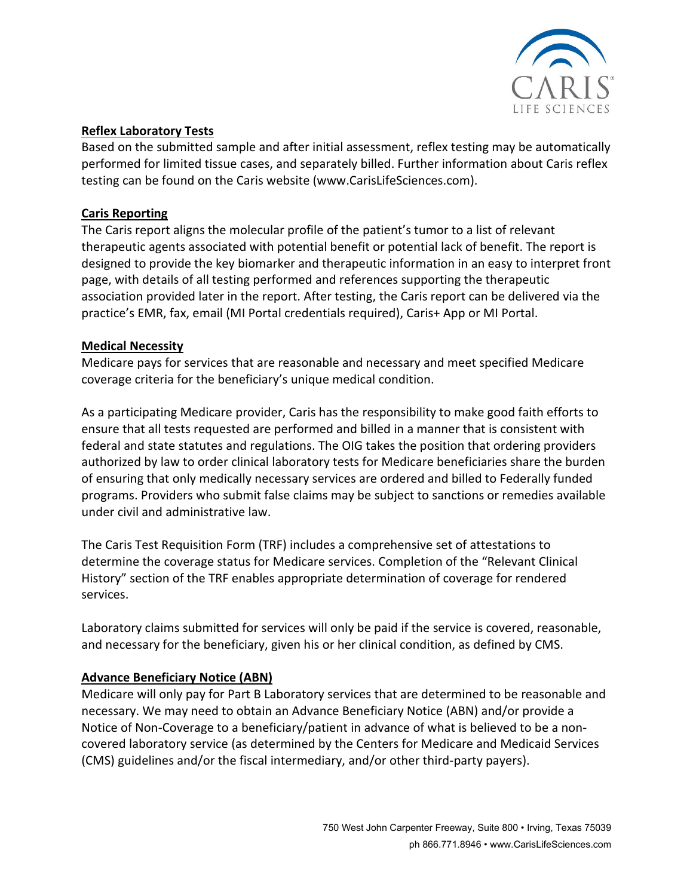## Reflex Laboratory Tests

Based on the submitted sample and after initial assessment, reflex testing may be automatically performed for limited tissue cases, and separately billed. Further information about Caris reflex testing can be found on the Caris website (www.CarisLifeSciences.com).

## Caris Reporting

The Caris report aligns the molecular profile of the patient's tumor to a list of relevant therapeutic agents associated with potential benefit or potential lack of benefit. The report is designed to provide the key biomarker and therapeutic information in an easy to interpret front page, with details of all testing performed and references supporting the therapeutic association provided later in the report. After testing, the Caris report can be delivered via the practice's EMR, fax, email (MI Portal credentials required), Caris+ App or MI Portal.

## Medical Necessity

Medicare pays for services that are reasonable and necessary and meet specified Medicare coverage criteria for the beneficiary's unique medical condition.

As a participating Medicare provider, Caris has the responsibility to make good faith efforts to ensure that all tests requested are performed and billed in a manner that is consistent with federal and state statutes and regulations. The OIG takes the position that ordering providers authorized by law to order clinical laboratory tests for Medicare beneficiaries share the burden of ensuring that only medically necessary services are ordered and billed to Federally funded programs. Providers who submit false claims may be subject to sanctions or remedies available under civil and administrative law.

The Caris Test Requisition Form (TRF) includes a comprehensive set of attestations to determine the coverage status for Medicare services. Completion of the "Relevant Clinical History" section of the TRF enables appropriate determination of coverage for rendered services.

Laboratory claims submitted for services will only be paid if the service is covered, reasonable, and necessary for the beneficiary, given his or her clinical condition, as defined by CMS.

## Advance Beneficiary Notice (ABN)

Medicare will only pay for Part B Laboratory services that are determined to be reasonable and necessary. We may need to obtain an Advance Beneficiary Notice (ABN) and/or provide a Notice of Non-Coverage to a beneficiary/patient in advance of what is believed to be a non-covered laboratory service (as determined by the Centers for Medicare and Medicaid Services (CMS) guidelines and/or the fiscal intermediary, and/or other third-party payers).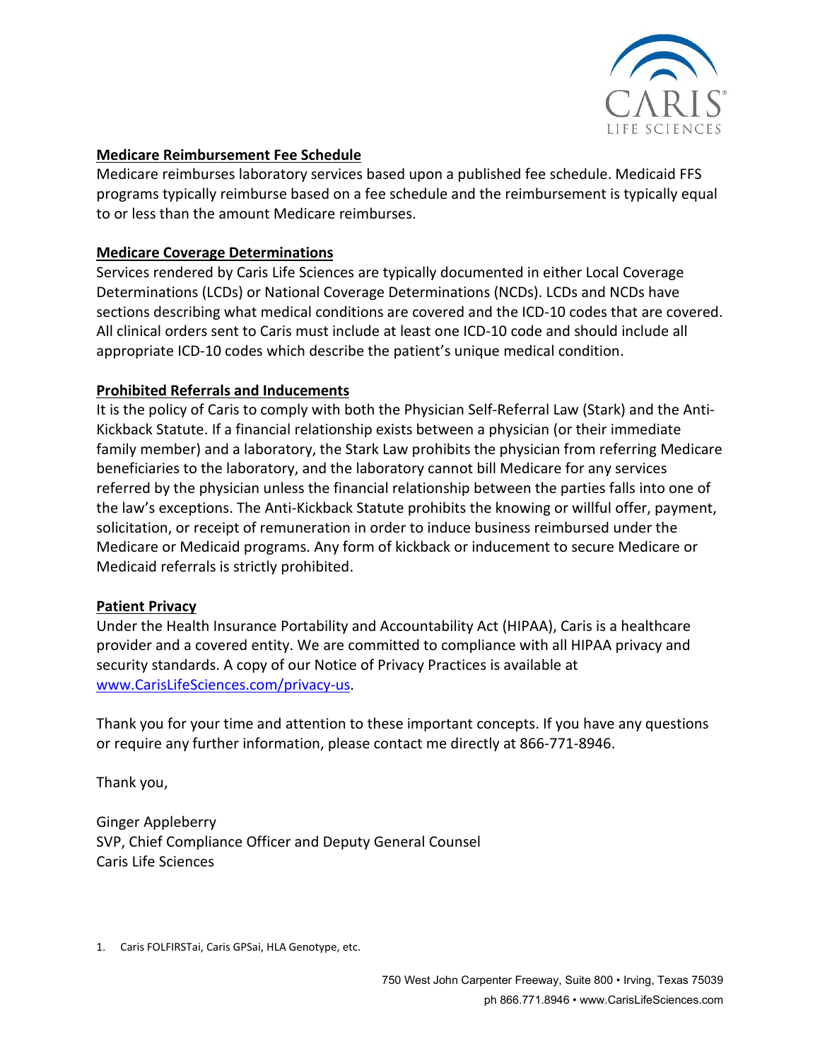## Medicare Reimbursement Fee Schedule

Medicare reimburses laboratory services based upon a published fee schedule. Medicaid FFS programs typically reimburse based on a fee schedule and the reimbursement is typically equal to or less than the amount Medicare reimburses.

## Medicare Coverage Determinations

Services rendered by Caris Life Sciences are typically documented in either Local Coverage Determinations (LCDs) or National Coverage Determinations (NCDs). LCDs and NCDs have sections describing what medical conditions are covered and the ICD-10 codes that are covered. All clinical orders sent to Caris must include at least one ICD-10 code and should include all appropriate ICD-10 codes which describe the patient's unique medical condition.

## Prohibited Referrals and Inducements

It is the policy of Caris to comply with both the Physician Self-Referral Law (Stark) and the Anti-Kickback Statute. If a financial relationship exists between a physician (or their immediate family member) and a laboratory, the Stark Law prohibits the physician from referring Medicare beneficiaries to the laboratory, and the laboratory cannot bill Medicare for any services referred by the physician unless the financial relationship between the parties falls into one of the law's exceptions. The Anti-Kickback Statute prohibits the knowing or willful offer, payment, solicitation, or receipt of remuneration in order to induce business reimbursed under the Medicare or Medicaid programs. Any form of kickback or inducement to secure Medicare or Medicaid referrals is strictly prohibited.

## Patient Privacy

Under the Health Insurance Portability and Accountability Act (HIPAA), Caris is a healthcare provider and a covered entity. We are committed to compliance with all HIPAA privacy and security standards. A copy of our Notice of Privacy Practices is available at [www.CarisLifeSciences.com/privacy-us](www.CarisLifeSciences.com/privacy-us).

Thank you for your time and attention to these important concepts. If you have any questions or require any further information, please contact me directly at 866-771-8946.

Thank you,

Ginger Appleberry
SVP, Chief Compliance Officer and Deputy General Counsel
Caris Life Sciences

1. Caris FOLFIRSTai, Caris GPSai, HLA Genotype, etc.

750 West John Carpenter Freeway, Suite 800 • Irving, Texas 75039
ph 866.771.8946 • www.CarisLifeSciences.com